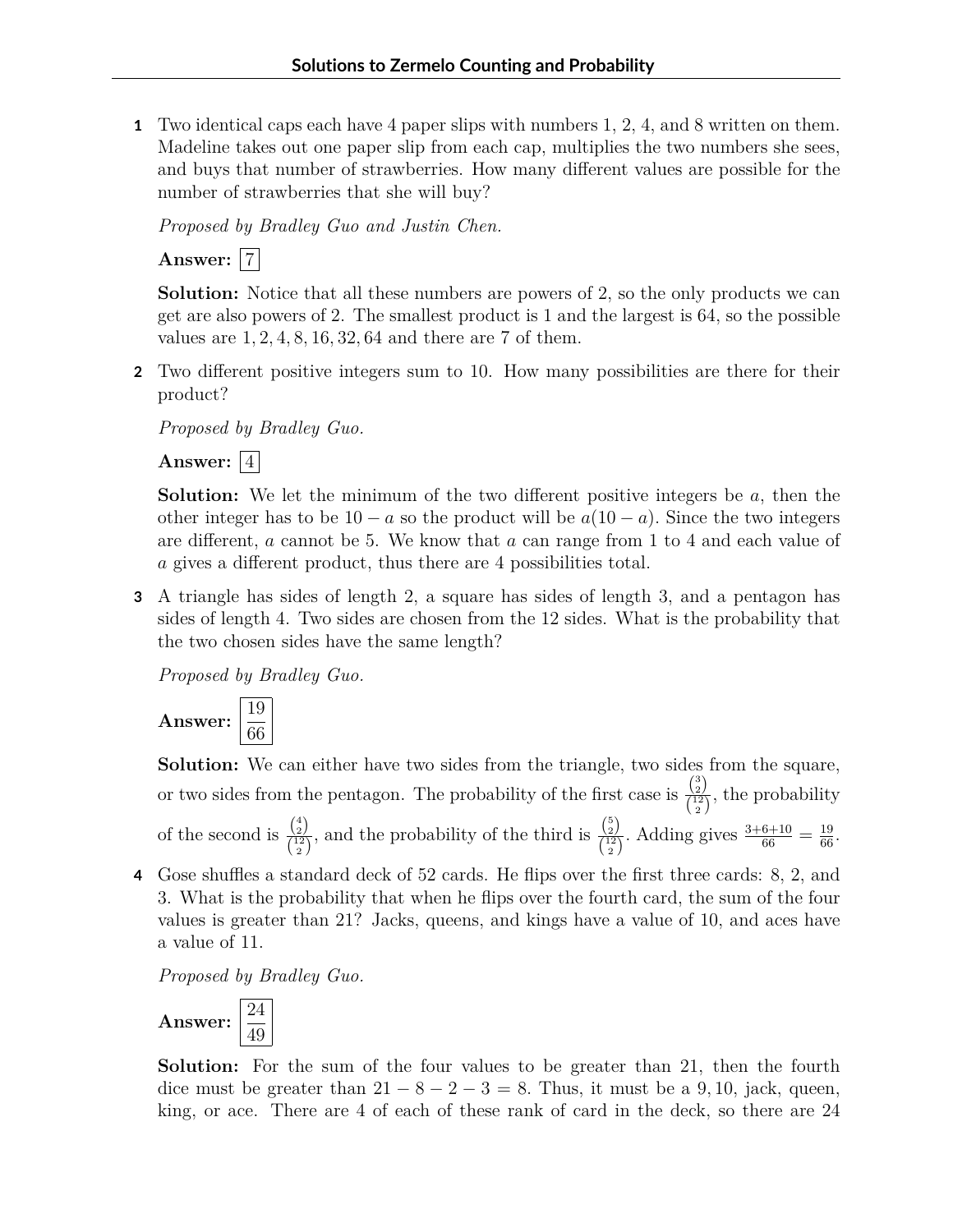# Solutions to Zermelo Counting and Probability

**1** Two identical caps each have 4 paper slips with numbers 1, 2, 4, and 8 written on them. Madeline takes out one paper slip from each cap, multiplies the two numbers she sees, and buys that number of strawberries. How many different values are possible for the number of strawberries that she will buy?

*Proposed by Bradley Guo and Justin Chen.*

**Answer:** $\boxed{7}$

**Solution:** Notice that all these numbers are powers of 2, so the only products we can get are also powers of 2. The smallest product is 1 and the largest is 64, so the possible values are $1, 2, 4, 8, 16, 32, 64$ and there are 7 of them.

**2** Two different positive integers sum to 10. How many possibilities are there for their product?

*Proposed by Bradley Guo.*

**Answer:** $\boxed{4}$

**Solution:** We let the minimum of the two different positive integers be $a$, then the other integer has to be $10 - a$ so the product will be $a(10 - a)$. Since the two integers are different, $a$ cannot be 5. We know that $a$ can range from 1 to 4 and each value of $a$ gives a different product, thus there are 4 possibilities total.

**3** A triangle has sides of length 2, a square has sides of length 3, and a pentagon has sides of length 4. Two sides are chosen from the 12 sides. What is the probability that the two chosen sides have the same length?

*Proposed by Bradley Guo.*

**Answer:** $\boxed{\frac{19}{66}}$

**Solution:** We can either have two sides from the triangle, two sides from the square, or two sides from the pentagon. The probability of the first case is $\frac{\binom{3}{2}}{\binom{12}{2}}$, the probability of the second is $\frac{\binom{4}{2}}{\binom{12}{2}}$, and the probability of the third is $\frac{\binom{5}{2}}{\binom{12}{2}}$. Adding gives $\frac{3+6+10}{66} = \frac{19}{66}$.

**4** Gose shuffles a standard deck of 52 cards. He flips over the first three cards: 8, 2, and 3. What is the probability that when he flips over the fourth card, the sum of the four values is greater than 21? Jacks, queens, and kings have a value of 10, and aces have a value of 11.

*Proposed by Bradley Guo.*

**Answer:** $\boxed{\frac{24}{49}}$

**Solution:** For the sum of the four values to be greater than 21, then the fourth dice must be greater than $21 - 8 - 2 - 3 = 8$. Thus, it must be a $9, 10$, jack, queen, king, or ace. There are 4 of each of these rank of card in the deck, so there are 24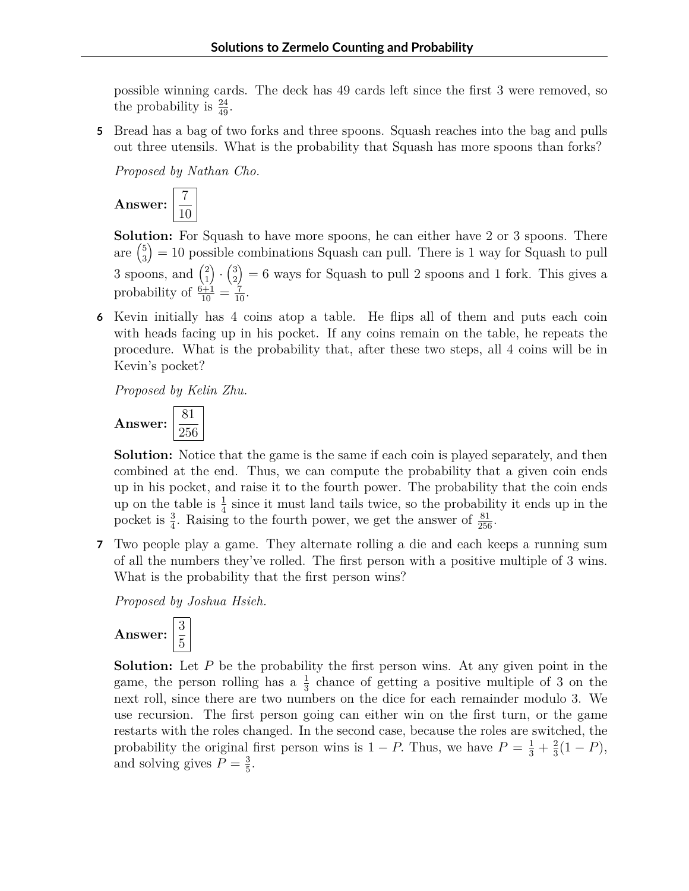possible winning cards. The deck has 49 cards left since the first 3 were removed, so the probability is $\frac{24}{49}$.

**5** Bread has a bag of two forks and three spoons. Squash reaches into the bag and pulls out three utensils. What is the probability that Squash has more spoons than forks?

*Proposed by Nathan Cho.*

**Answer:** $\boxed{\frac{7}{10}}$

**Solution:** For Squash to have more spoons, he can either have 2 or 3 spoons. There are $\binom{5}{3} = 10$ possible combinations Squash can pull. There is 1 way for Squash to pull 3 spoons, and $\binom{2}{1} \cdot \binom{3}{2} = 6$ ways for Squash to pull 2 spoons and 1 fork. This gives a probability of $\frac{6+1}{10} = \frac{7}{10}$.

**6** Kevin initially has 4 coins atop a table. He flips all of them and puts each coin with heads facing up in his pocket. If any coins remain on the table, he repeats the procedure. What is the probability that, after these two steps, all 4 coins will be in Kevin's pocket?

*Proposed by Kelin Zhu.*

**Answer:** $\boxed{\frac{81}{256}}$

**Solution:** Notice that the game is the same if each coin is played separately, and then combined at the end. Thus, we can compute the probability that a given coin ends up in his pocket, and raise it to the fourth power. The probability that the coin ends up on the table is $\frac{1}{4}$ since it must land tails twice, so the probability it ends up in the pocket is $\frac{3}{4}$. Raising to the fourth power, we get the answer of $\frac{81}{256}$.

**7** Two people play a game. They alternate rolling a die and each keeps a running sum of all the numbers they've rolled. The first person with a positive multiple of 3 wins. What is the probability that the first person wins?

*Proposed by Joshua Hsieh.*

**Answer:** $\boxed{\frac{3}{5}}$

**Solution:** Let $P$ be the probability the first person wins. At any given point in the game, the person rolling has a $\frac{1}{3}$ chance of getting a positive multiple of 3 on the next roll, since there are two numbers on the dice for each remainder modulo 3. We use recursion. The first person going can either win on the first turn, or the game restarts with the roles changed. In the second case, because the roles are switched, the probability the original first person wins is $1 - P$. Thus, we have $P = \frac{1}{3} + \frac{2}{3}(1 - P)$, and solving gives $P = \frac{3}{5}$.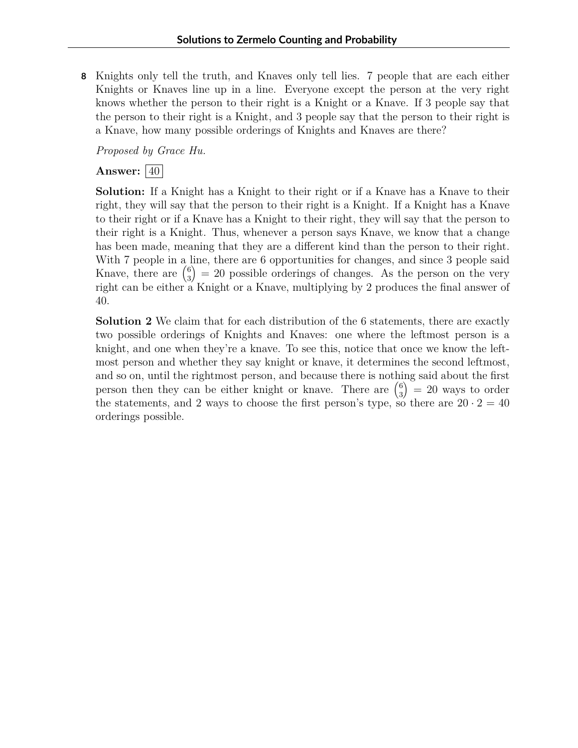**8** Knights only tell the truth, and Knaves only tell lies. 7 people that are each either Knights or Knaves line up in a line. Everyone except the person at the very right knows whether the person to their right is a Knight or a Knave. If 3 people say that the person to their right is a Knight, and 3 people say that the person to their right is a Knave, how many possible orderings of Knights and Knaves are there?

*Proposed by Grace Hu.*

**Answer:** $\boxed{40}$

**Solution:** If a Knight has a Knight to their right or if a Knave has a Knave to their right, they will say that the person to their right is a Knight. If a Knight has a Knave to their right or if a Knave has a Knight to their right, they will say that the person to their right is a Knight. Thus, whenever a person says Knave, we know that a change has been made, meaning that they are a different kind than the person to their right. With 7 people in a line, there are 6 opportunities for changes, and since 3 people said Knave, there are $\binom{6}{3} = 20$ possible orderings of changes. As the person on the very right can be either a Knight or a Knave, multiplying by 2 produces the final answer of 40.

**Solution 2** We claim that for each distribution of the 6 statements, there are exactly two possible orderings of Knights and Knaves: one where the leftmost person is a knight, and one when they're a knave. To see this, notice that once we know the leftmost person and whether they say knight or knave, it determines the second leftmost, and so on, until the rightmost person, and because there is nothing said about the first person then they can be either knight or knave. There are $\binom{6}{3} = 20$ ways to order the statements, and 2 ways to choose the first person's type, so there are $20 \cdot 2 = 40$ orderings possible.